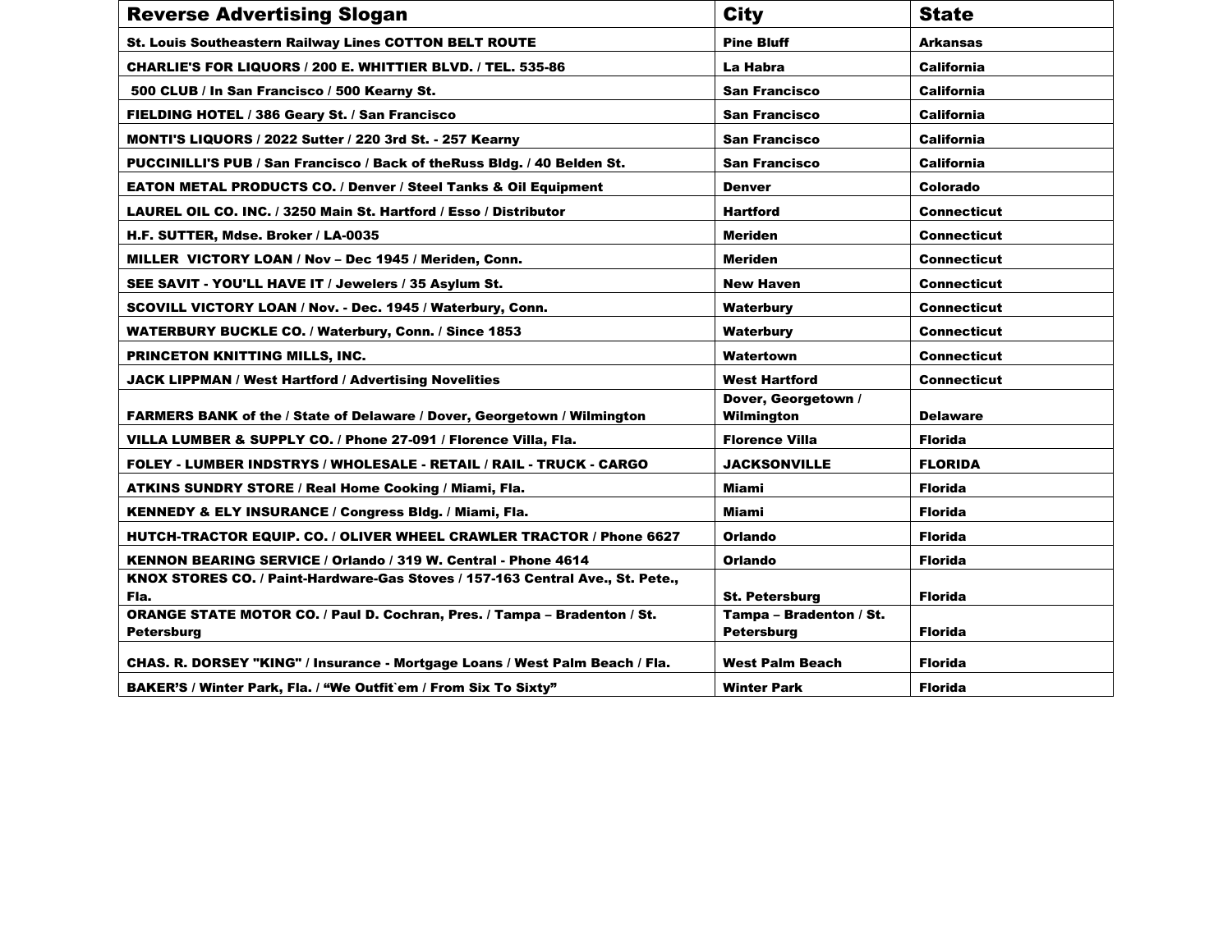| Reverse Advertising Slogan | City | State |
|---|---|---|
| St. Louis Southeastern Railway Lines COTTON BELT ROUTE | Pine Bluff | Arkansas |
| CHARLIE'S FOR LIQUORS / 200 E. WHITTIER BLVD. / TEL. 535-86 | La Habra | California |
| 500 CLUB / In San Francisco / 500 Kearny St. | San Francisco | California |
| FIELDING HOTEL / 386 Geary St. / San Francisco | San Francisco | California |
| MONTI'S LIQUORS / 2022 Sutter / 220 3rd St. - 257 Kearny | San Francisco | California |
| PUCCINILLI'S PUB / San Francisco / Back of theRuss Bldg. / 40 Belden St. | San Francisco | California |
| EATON METAL PRODUCTS CO. / Denver / Steel Tanks & Oil Equipment | Denver | Colorado |
| LAUREL OIL CO. INC. / 3250 Main St. Hartford / Esso / Distributor | Hartford | Connecticut |
| H.F. SUTTER, Mdse. Broker / LA-0035 | Meriden | Connecticut |
| MILLER VICTORY LOAN / Nov – Dec 1945 / Meriden, Conn. | Meriden | Connecticut |
| SEE SAVIT - YOU'LL HAVE IT / Jewelers / 35 Asylum St. | New Haven | Connecticut |
| SCOVILL VICTORY LOAN / Nov. - Dec. 1945 / Waterbury, Conn. | Waterbury | Connecticut |
| WATERBURY BUCKLE CO. / Waterbury, Conn. / Since 1853 | Waterbury | Connecticut |
| PRINCETON KNITTING MILLS, INC. | Watertown | Connecticut |
| JACK LIPPMAN / West Hartford / Advertising Novelities | West Hartford | Connecticut |
| FARMERS BANK of the / State of Delaware / Dover, Georgetown / Wilmington | Dover, Georgetown / Wilmington | Delaware |
| VILLA LUMBER & SUPPLY CO. / Phone 27-091 / Florence Villa, Fla. | Florence Villa | Florida |
| FOLEY - LUMBER INDSTRYS / WHOLESALE - RETAIL / RAIL - TRUCK - CARGO | JACKSONVILLE | FLORIDA |
| ATKINS SUNDRY STORE / Real Home Cooking / Miami, Fla. | Miami | Florida |
| KENNEDY & ELY INSURANCE / Congress Bldg. / Miami, Fla. | Miami | Florida |
| HUTCH-TRACTOR EQUIP. CO. / OLIVER WHEEL CRAWLER TRACTOR / Phone 6627 | Orlando | Florida |
| KENNON BEARING SERVICE / Orlando / 319 W. Central - Phone 4614 | Orlando | Florida |
| KNOX STORES CO. / Paint-Hardware-Gas Stoves / 157-163 Central Ave., St. Pete., Fla. | St. Petersburg | Florida |
| ORANGE STATE MOTOR CO. / Paul D. Cochran, Pres. / Tampa – Bradenton / St. Petersburg | Tampa – Bradenton / St. Petersburg | Florida |
| CHAS. R. DORSEY "KING" / Insurance - Mortgage Loans / West Palm Beach / Fla. | West Palm Beach | Florida |
| BAKER'S / Winter Park, Fla. / "We Outfit`em / From Six To Sixty" | Winter Park | Florida |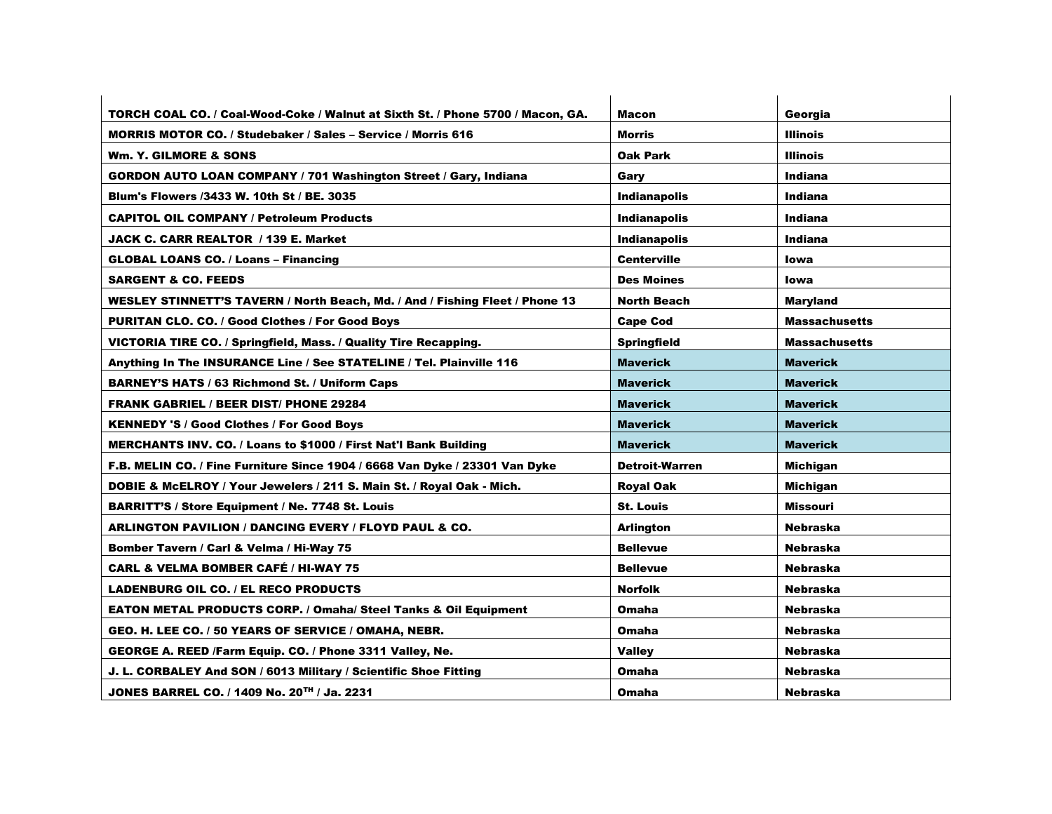| | | |
|---|---|---|
| **TORCH COAL CO. / Coal-Wood-Coke / Walnut at Sixth St. / Phone 5700 / Macon, GA.** | **Macon** | **Georgia** |
| **MORRIS MOTOR CO. / Studebaker / Sales – Service / Morris 616** | **Morris** | **Illinois** |
| **Wm. Y. GILMORE & SONS** | **Oak Park** | **Illinois** |
| **GORDON AUTO LOAN COMPANY / 701 Washington Street / Gary, Indiana** | **Gary** | **Indiana** |
| **Blum's Flowers /3433 W. 10th St / BE. 3035** | **Indianapolis** | **Indiana** |
| **CAPITOL OIL COMPANY / Petroleum Products** | **Indianapolis** | **Indiana** |
| **JACK C. CARR REALTOR / 139 E. Market** | **Indianapolis** | **Indiana** |
| **GLOBAL LOANS CO. / Loans – Financing** | **Centerville** | **Iowa** |
| **SARGENT & CO. FEEDS** | **Des Moines** | **Iowa** |
| **WESLEY STINNETT'S TAVERN / North Beach, Md. / And / Fishing Fleet / Phone 13** | **North Beach** | **Maryland** |
| **PURITAN CLO. CO. / Good Clothes / For Good Boys** | **Cape Cod** | **Massachusetts** |
| **VICTORIA TIRE CO. / Springfield, Mass. / Quality Tire Recapping.** | **Springfield** | **Massachusetts** |
| **Anything In The INSURANCE Line / See STATELINE / Tel. Plainville 116** | **Maverick** | **Maverick** |
| **BARNEY'S HATS / 63 Richmond St. / Uniform Caps** | **Maverick** | **Maverick** |
| **FRANK GABRIEL / BEER DIST/ PHONE 29284** | **Maverick** | **Maverick** |
| **KENNEDY 'S / Good Clothes / For Good Boys** | **Maverick** | **Maverick** |
| **MERCHANTS INV. CO. / Loans to $1000 / First Nat'l Bank Building** | **Maverick** | **Maverick** |
| **F.B. MELIN CO. / Fine Furniture Since 1904 / 6668 Van Dyke / 23301 Van Dyke** | **Detroit-Warren** | **Michigan** |
| **DOBIE & McELROY / Your Jewelers / 211 S. Main St. / Royal Oak - Mich.** | **Royal Oak** | **Michigan** |
| **BARRITT'S / Store Equipment / Ne. 7748 St. Louis** | **St. Louis** | **Missouri** |
| **ARLINGTON PAVILION / DANCING EVERY / FLOYD PAUL & CO.** | **Arlington** | **Nebraska** |
| **Bomber Tavern / Carl & Velma / Hi-Way 75** | **Bellevue** | **Nebraska** |
| **CARL & VELMA BOMBER CAFÉ / HI-WAY 75** | **Bellevue** | **Nebraska** |
| **LADENBURG OIL CO. / EL RECO PRODUCTS** | **Norfolk** | **Nebraska** |
| **EATON METAL PRODUCTS CORP. / Omaha/ Steel Tanks & Oil Equipment** | **Omaha** | **Nebraska** |
| **GEO. H. LEE CO. / 50 YEARS OF SERVICE / OMAHA, NEBR.** | **Omaha** | **Nebraska** |
| **GEORGE A. REED /Farm Equip. CO. / Phone 3311 Valley, Ne.** | **Valley** | **Nebraska** |
| **J. L. CORBALEY And SON / 6013 Military / Scientific Shoe Fitting** | **Omaha** | **Nebraska** |
| **JONES BARREL CO. / 1409 No. 20TH / Ja. 2231** | **Omaha** | **Nebraska** |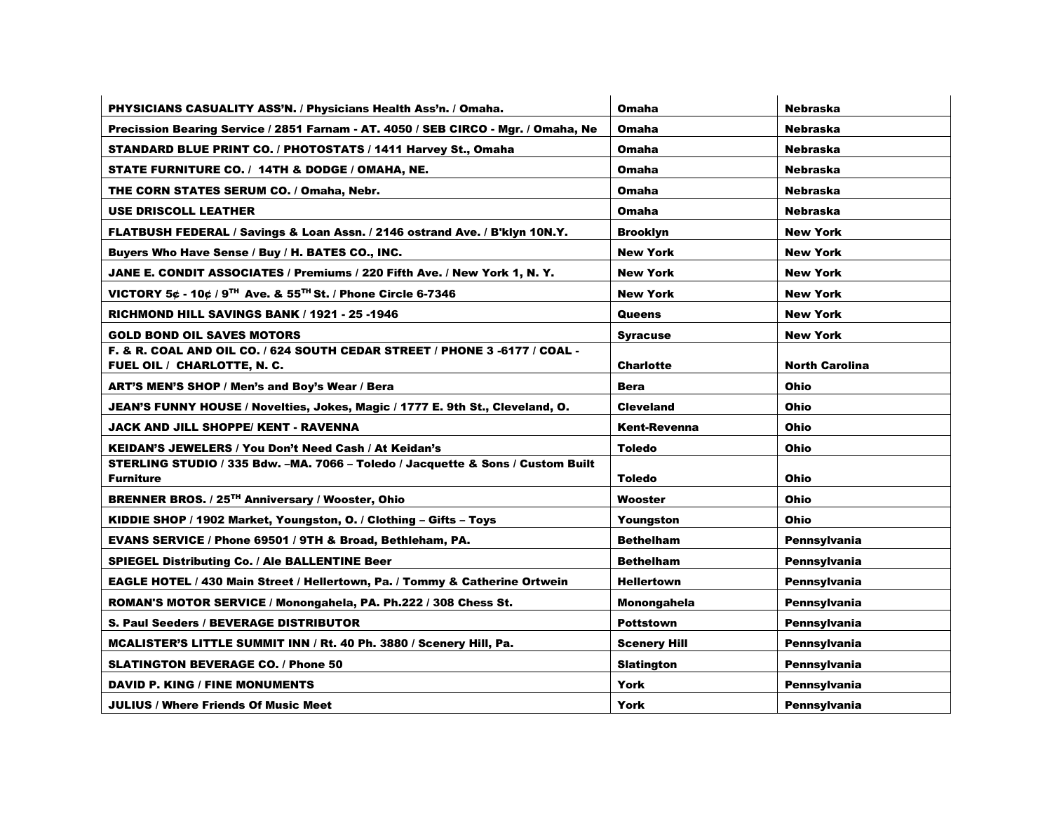| | | |
|---|---|---|
| **PHYSICIANS CASUALITY ASS'N. / Physicians Health Ass'n. / Omaha.** | **Omaha** | **Nebraska** |
| **Precission Bearing Service / 2851 Farnam - AT. 4050 / SEB CIRCO - Mgr. / Omaha, Ne** | **Omaha** | **Nebraska** |
| **STANDARD BLUE PRINT CO. / PHOTOSTATS / 1411 Harvey St., Omaha** | **Omaha** | **Nebraska** |
| **STATE FURNITURE CO. / 14TH & DODGE / OMAHA, NE.** | **Omaha** | **Nebraska** |
| **THE CORN STATES SERUM CO. / Omaha, Nebr.** | **Omaha** | **Nebraska** |
| **USE DRISCOLL LEATHER** | **Omaha** | **Nebraska** |
| **FLATBUSH FEDERAL / Savings & Loan Assn. / 2146 ostrand Ave. / B'klyn 10N.Y.** | **Brooklyn** | **New York** |
| **Buyers Who Have Sense / Buy / H. BATES CO., INC.** | **New York** | **New York** |
| **JANE E. CONDIT ASSOCIATES / Premiums / 220 Fifth Ave. / New York 1, N. Y.** | **New York** | **New York** |
| **VICTORY 5¢ - 10¢ / 9TH Ave. & 55TH St. / Phone Circle 6-7346** | **New York** | **New York** |
| **RICHMOND HILL SAVINGS BANK / 1921 - 25 -1946** | **Queens** | **New York** |
| **GOLD BOND OIL SAVES MOTORS** | **Syracuse** | **New York** |
| **F. & R. COAL AND OIL CO. / 624 SOUTH CEDAR STREET / PHONE 3 -6177 / COAL - FUEL OIL / CHARLOTTE, N. C.** | **Charlotte** | **North Carolina** |
| **ART'S MEN'S SHOP / Men's and Boy's Wear / Bera** | **Bera** | **Ohio** |
| **JEAN'S FUNNY HOUSE / Novelties, Jokes, Magic / 1777 E. 9th St., Cleveland, O.** | **Cleveland** | **Ohio** |
| **JACK AND JILL SHOPPE/ KENT - RAVENNA** | **Kent-Revenna** | **Ohio** |
| **KEIDAN'S JEWELERS / You Don't Need Cash / At Keidan's** | **Toledo** | **Ohio** |
| **STERLING STUDIO / 335 Bdw. –MA. 7066 – Toledo / Jacquette & Sons / Custom Built Furniture** | **Toledo** | **Ohio** |
| **BRENNER BROS. / 25TH Anniversary / Wooster, Ohio** | **Wooster** | **Ohio** |
| **KIDDIE SHOP / 1902 Market, Youngston, O. / Clothing – Gifts – Toys** | **Youngston** | **Ohio** |
| **EVANS SERVICE / Phone 69501 / 9TH & Broad, Bethleham, PA.** | **Bethelham** | **Pennsylvania** |
| **SPIEGEL Distributing Co. / Ale BALLENTINE Beer** | **Bethelham** | **Pennsylvania** |
| **EAGLE HOTEL / 430 Main Street / Hellertown, Pa. / Tommy & Catherine Ortwein** | **Hellertown** | **Pennsylvania** |
| **ROMAN'S MOTOR SERVICE / Monongahela, PA. Ph.222 / 308 Chess St.** | **Monongahela** | **Pennsylvania** |
| **S. Paul Seeders / BEVERAGE DISTRIBUTOR** | **Pottstown** | **Pennsylvania** |
| **MCALISTER'S LITTLE SUMMIT INN / Rt. 40 Ph. 3880 / Scenery Hill, Pa.** | **Scenery Hill** | **Pennsylvania** |
| **SLATINGTON BEVERAGE CO. / Phone 50** | **Slatington** | **Pennsylvania** |
| **DAVID P. KING / FINE MONUMENTS** | **York** | **Pennsylvania** |
| **JULIUS / Where Friends Of Music Meet** | **York** | **Pennsylvania** |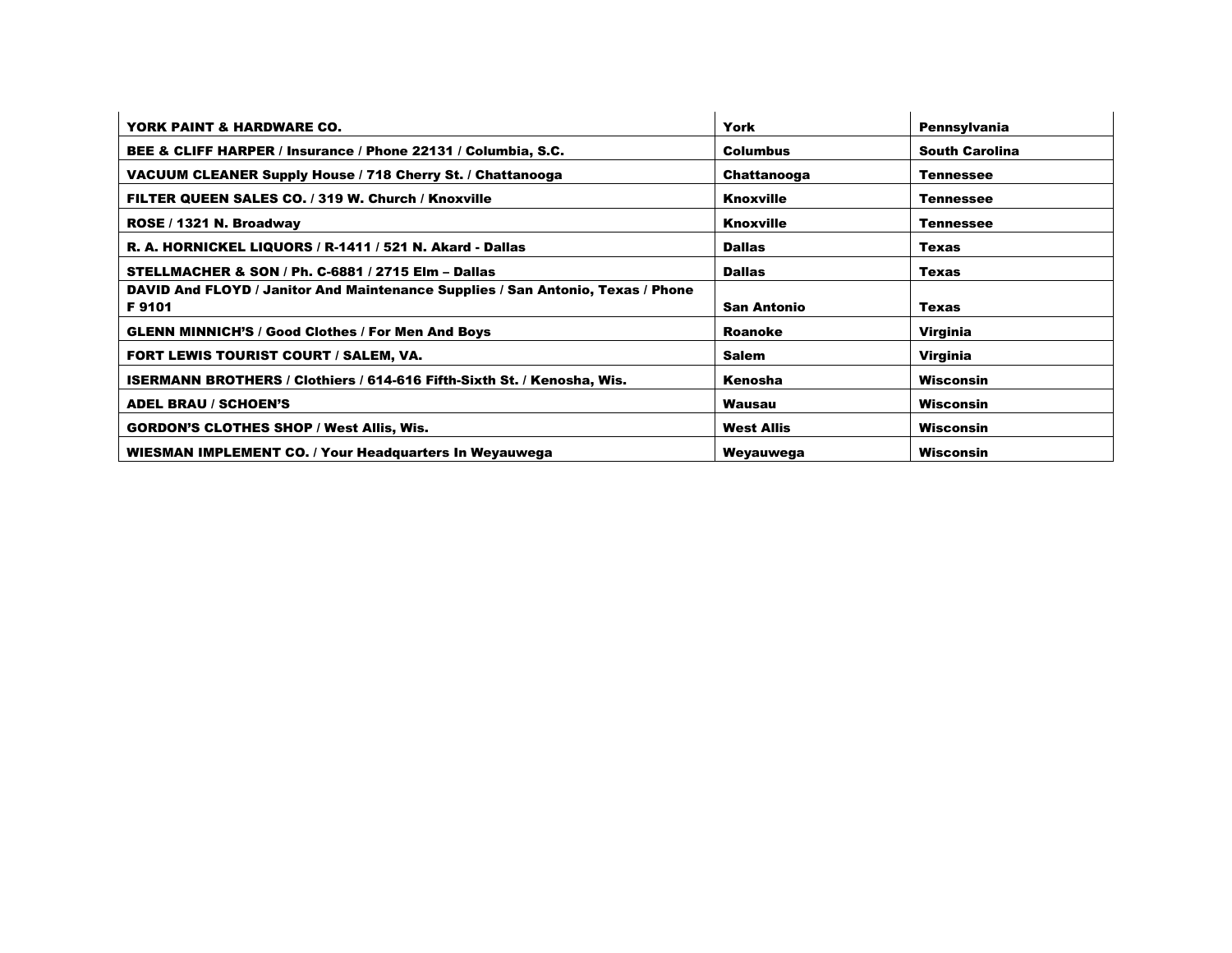| | | |
|---|---|---|
| **YORK PAINT & HARDWARE CO.** | **York** | **Pennsylvania** |
| **BEE & CLIFF HARPER / Insurance / Phone 22131 / Columbia, S.C.** | **Columbus** | **South Carolina** |
| **VACUUM CLEANER Supply House / 718 Cherry St. / Chattanooga** | **Chattanooga** | **Tennessee** |
| **FILTER QUEEN SALES CO. / 319 W. Church / Knoxville** | **Knoxville** | **Tennessee** |
| **ROSE / 1321 N. Broadway** | **Knoxville** | **Tennessee** |
| **R. A. HORNICKEL LIQUORS / R-1411 / 521 N. Akard - Dallas** | **Dallas** | **Texas** |
| **STELLMACHER & SON / Ph. C-6881 / 2715 Elm – Dallas** | **Dallas** | **Texas** |
| **DAVID And FLOYD / Janitor And Maintenance Supplies / San Antonio, Texas / Phone F 9101** | **San Antonio** | **Texas** |
| **GLENN MINNICH'S / Good Clothes / For Men And Boys** | **Roanoke** | **Virginia** |
| **FORT LEWIS TOURIST COURT / SALEM, VA.** | **Salem** | **Virginia** |
| **ISERMANN BROTHERS / Clothiers / 614-616 Fifth-Sixth St. / Kenosha, Wis.** | **Kenosha** | **Wisconsin** |
| **ADEL BRAU / SCHOEN'S** | **Wausau** | **Wisconsin** |
| **GORDON'S CLOTHES SHOP / West Allis, Wis.** | **West Allis** | **Wisconsin** |
| **WIESMAN IMPLEMENT CO. / Your Headquarters In Weyauwega** | **Weyauwega** | **Wisconsin** |